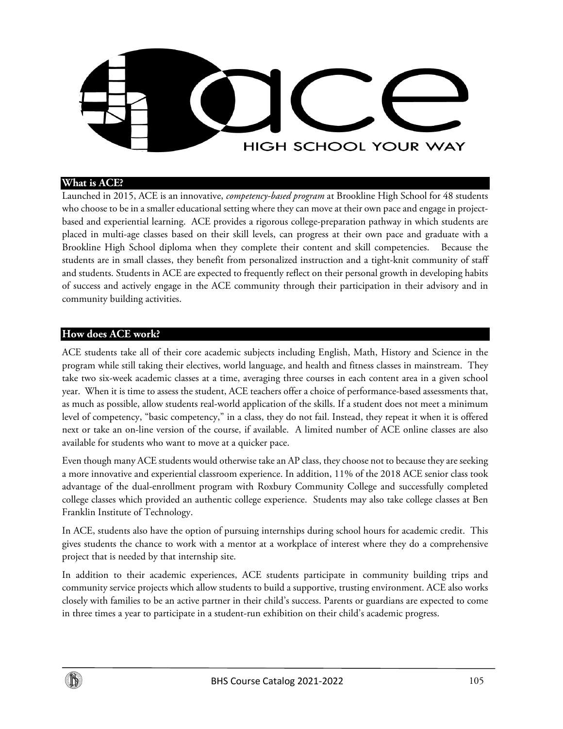# ACE

HIGH SCHOOL YOUR WAY

## What is ACE?

Launched in 2015, ACE is an innovative, *competency-based program* at Brookline High School for 48 students who choose to be in a smaller educational setting where they can move at their own pace and engage in project-based and experiential learning. ACE provides a rigorous college-preparation pathway in which students are placed in multi-age classes based on their skill levels, can progress at their own pace and graduate with a Brookline High School diploma when they complete their content and skill competencies. Because the students are in small classes, they benefit from personalized instruction and a tight-knit community of staff and students. Students in ACE are expected to frequently reflect on their personal growth in developing habits of success and actively engage in the ACE community through their participation in their advisory and in community building activities.

## How does ACE work?

ACE students take all of their core academic subjects including English, Math, History and Science in the program while still taking their electives, world language, and health and fitness classes in mainstream. They take two six-week academic classes at a time, averaging three courses in each content area in a given school year. When it is time to assess the student, ACE teachers offer a choice of performance-based assessments that, as much as possible, allow students real-world application of the skills. If a student does not meet a minimum level of competency, "basic competency," in a class, they do not fail. Instead, they repeat it when it is offered next or take an on-line version of the course, if available. A limited number of ACE online classes are also available for students who want to move at a quicker pace.

Even though many ACE students would otherwise take an AP class, they choose not to because they are seeking a more innovative and experiential classroom experience. In addition, 11% of the 2018 ACE senior class took advantage of the dual-enrollment program with Roxbury Community College and successfully completed college classes which provided an authentic college experience. Students may also take college classes at Ben Franklin Institute of Technology.

In ACE, students also have the option of pursuing internships during school hours for academic credit. This gives students the chance to work with a mentor at a workplace of interest where they do a comprehensive project that is needed by that internship site.

In addition to their academic experiences, ACE students participate in community building trips and community service projects which allow students to build a supportive, trusting environment. ACE also works closely with families to be an active partner in their child's success. Parents or guardians are expected to come in three times a year to participate in a student-run exhibition on their child's academic progress.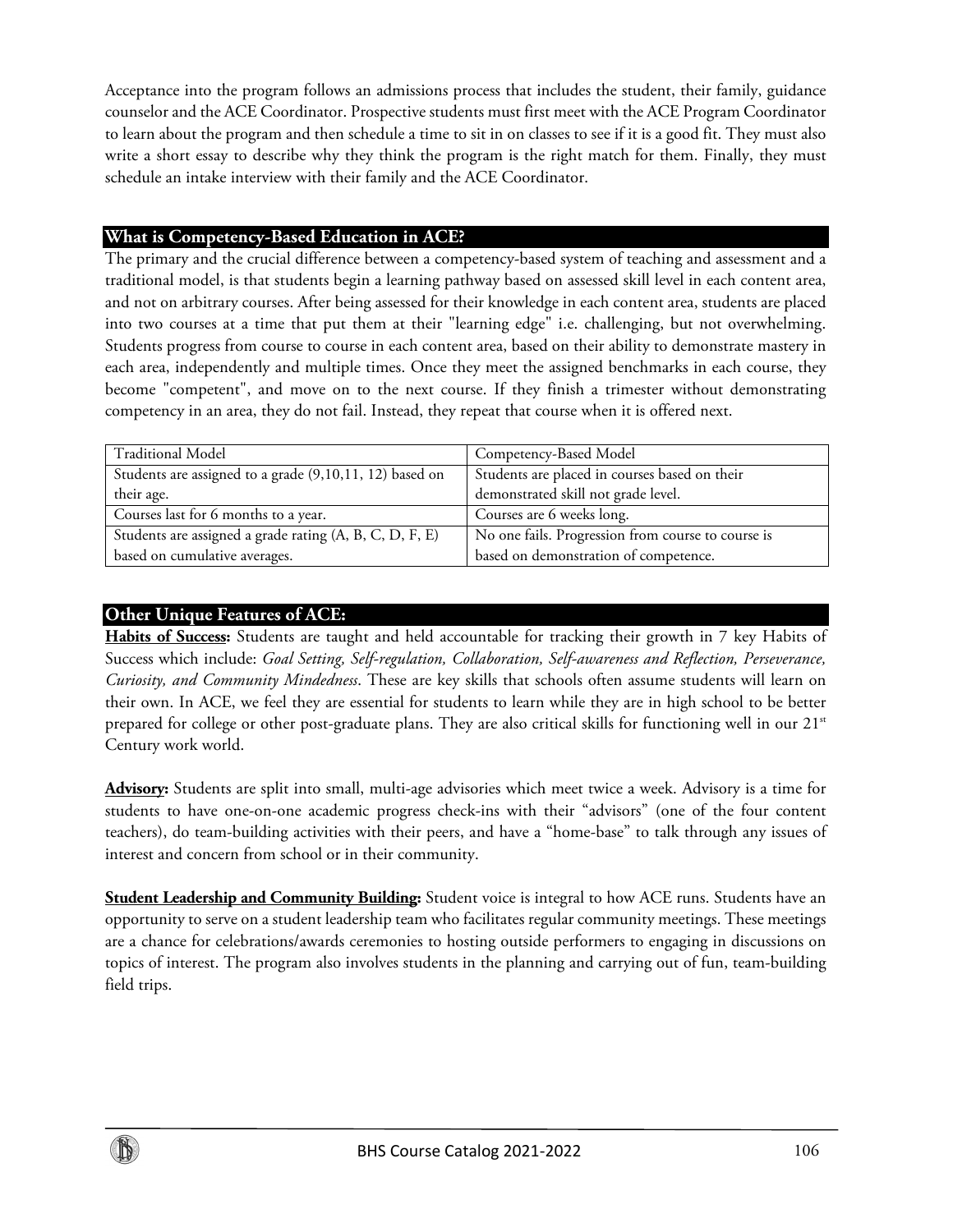Acceptance into the program follows an admissions process that includes the student, their family, guidance counselor and the ACE Coordinator. Prospective students must first meet with the ACE Program Coordinator to learn about the program and then schedule a time to sit in on classes to see if it is a good fit. They must also write a short essay to describe why they think the program is the right match for them. Finally, they must schedule an intake interview with their family and the ACE Coordinator.

## What is Competency-Based Education in ACE?

The primary and the crucial difference between a competency-based system of teaching and assessment and a traditional model, is that students begin a learning pathway based on assessed skill level in each content area, and not on arbitrary courses. After being assessed for their knowledge in each content area, students are placed into two courses at a time that put them at their "learning edge" i.e. challenging, but not overwhelming. Students progress from course to course in each content area, based on their ability to demonstrate mastery in each area, independently and multiple times. Once they meet the assigned benchmarks in each course, they become "competent", and move on to the next course. If they finish a trimester without demonstrating competency in an area, they do not fail. Instead, they repeat that course when it is offered next.

| Traditional Model | Competency-Based Model |
|---|---|
| Students are assigned to a grade (9,10,11, 12) based on their age. | Students are placed in courses based on their demonstrated skill not grade level. |
| Courses last for 6 months to a year. | Courses are 6 weeks long. |
| Students are assigned a grade rating (A, B, C, D, F, E) based on cumulative averages. | No one fails. Progression from course to course is based on demonstration of competence. |

## Other Unique Features of ACE:

**Habits of Success:** Students are taught and held accountable for tracking their growth in 7 key Habits of Success which include: *Goal Setting, Self-regulation, Collaboration, Self-awareness and Reflection, Perseverance, Curiosity, and Community Mindedness*. These are key skills that schools often assume students will learn on their own. In ACE, we feel they are essential for students to learn while they are in high school to be better prepared for college or other post-graduate plans. They are also critical skills for functioning well in our 21st Century work world.

**Advisory:** Students are split into small, multi-age advisories which meet twice a week. Advisory is a time for students to have one-on-one academic progress check-ins with their "advisors" (one of the four content teachers), do team-building activities with their peers, and have a "home-base" to talk through any issues of interest and concern from school or in their community.

**Student Leadership and Community Building:** Student voice is integral to how ACE runs. Students have an opportunity to serve on a student leadership team who facilitates regular community meetings. These meetings are a chance for celebrations/awards ceremonies to hosting outside performers to engaging in discussions on topics of interest. The program also involves students in the planning and carrying out of fun, team-building field trips.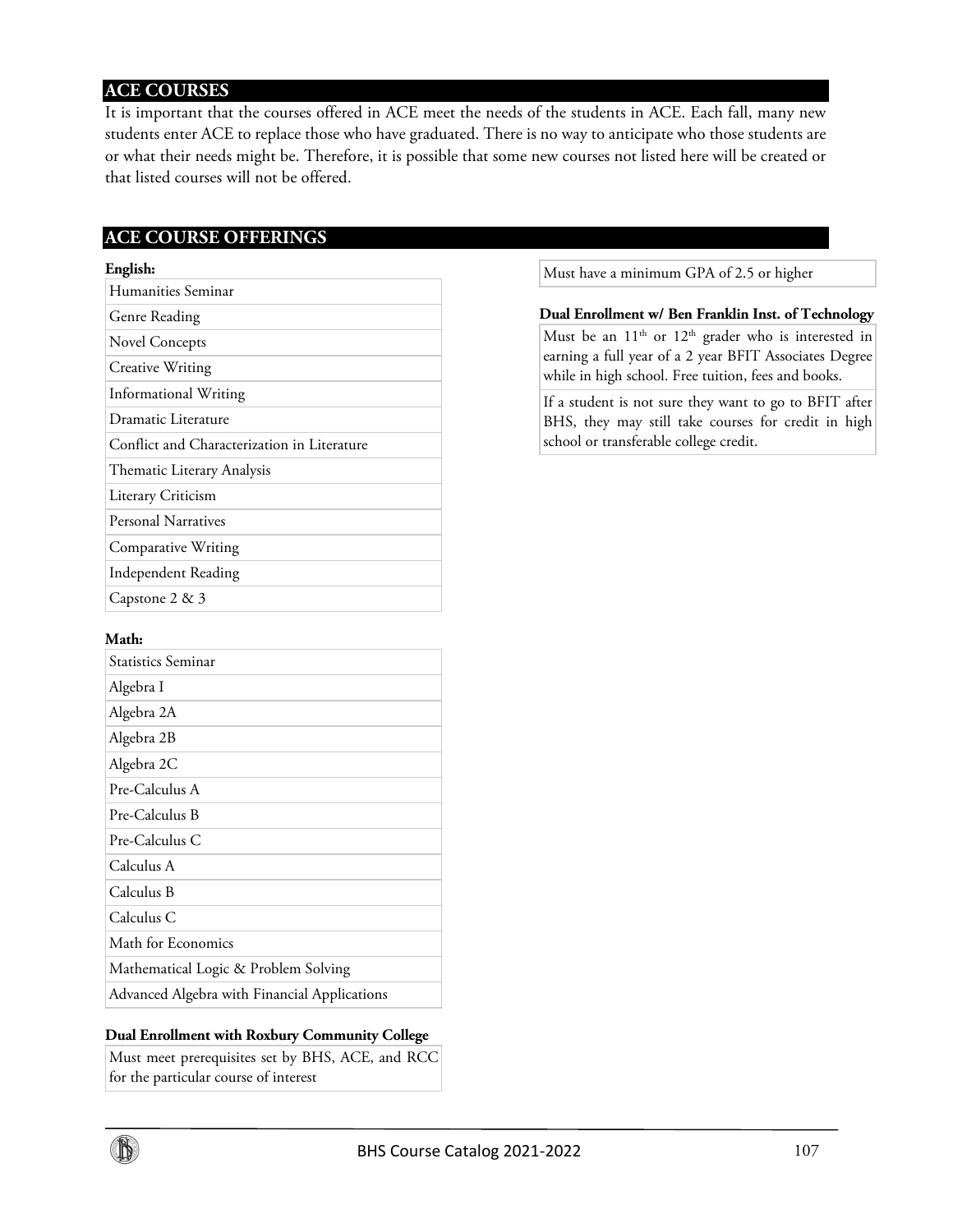## ACE COURSES

It is important that the courses offered in ACE meet the needs of the students in ACE. Each fall, many new students enter ACE to replace those who have graduated. There is no way to anticipate who those students are or what their needs might be. Therefore, it is possible that some new courses not listed here will be created or that listed courses will not be offered.

## ACE COURSE OFFERINGS

**English:**

| |
|---|
| Humanities Seminar |
| Genre Reading |
| Novel Concepts |
| Creative Writing |
| Informational Writing |
| Dramatic Literature |
| Conflict and Characterization in Literature |
| Thematic Literary Analysis |
| Literary Criticism |
| Personal Narratives |
| Comparative Writing |
| Independent Reading |
| Capstone 2 & 3 |

**Math:**

| |
|---|
| Statistics Seminar |
| Algebra I |
| Algebra 2A |
| Algebra 2B |
| Algebra 2C |
| Pre-Calculus A |
| Pre-Calculus B |
| Pre-Calculus C |
| Calculus A |
| Calculus B |
| Calculus C |
| Math for Economics |
| Mathematical Logic & Problem Solving |
| Advanced Algebra with Financial Applications |

**Dual Enrollment with Roxbury Community College**

| |
|---|
| Must meet prerequisites set by BHS, ACE, and RCC for the particular course of interest |
| Must have a minimum GPA of 2.5 or higher |

**Dual Enrollment w/ Ben Franklin Inst. of Technology**

| |
|---|
| Must be an 11th or 12th grader who is interested in earning a full year of a 2 year BFIT Associates Degree while in high school. Free tuition, fees and books. |
| If a student is not sure they want to go to BFIT after BHS, they may still take courses for credit in high school or transferable college credit. |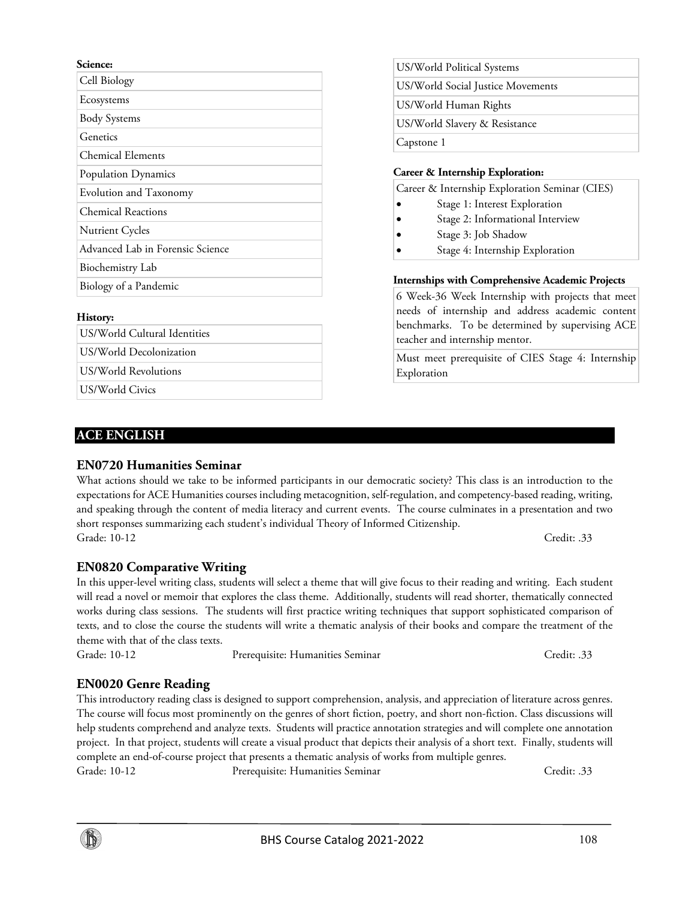**Science:**

| |
|---|
| Cell Biology |
| Ecosystems |
| Body Systems |
| Genetics |
| Chemical Elements |
| Population Dynamics |
| Evolution and Taxonomy |
| Chemical Reactions |
| Nutrient Cycles |
| Advanced Lab in Forensic Science |
| Biochemistry Lab |
| Biology of a Pandemic |

**History:**

| |
|---|
| US/World Cultural Identities |
| US/World Decolonization |
| US/World Revolutions |
| US/World Civics |
| US/World Political Systems |
| US/World Social Justice Movements |
| US/World Human Rights |
| US/World Slavery & Resistance |
| Capstone 1 |

**Career & Internship Exploration:**

Career & Internship Exploration Seminar (CIES)

- Stage 1: Interest Exploration
- Stage 2: Informational Interview
- Stage 3: Job Shadow
- Stage 4: Internship Exploration

**Internships with Comprehensive Academic Projects**

6 Week-36 Week Internship with projects that meet needs of internship and address academic content benchmarks. To be determined by supervising ACE teacher and internship mentor.

Must meet prerequisite of CIES Stage 4: Internship Exploration

## ACE ENGLISH

### EN0720 Humanities Seminar

What actions should we take to be informed participants in our democratic society? This class is an introduction to the expectations for ACE Humanities courses including metacognition, self-regulation, and competency-based reading, writing, and speaking through the content of media literacy and current events. The course culminates in a presentation and two short responses summarizing each student's individual Theory of Informed Citizenship.

Grade: 10-12 Credit: .33

### EN0820 Comparative Writing

In this upper-level writing class, students will select a theme that will give focus to their reading and writing. Each student will read a novel or memoir that explores the class theme. Additionally, students will read shorter, thematically connected works during class sessions. The students will first practice writing techniques that support sophisticated comparison of texts, and to close the course the students will write a thematic analysis of their books and compare the treatment of the theme with that of the class texts.

Grade: 10-12 Prerequisite: Humanities Seminar Credit: .33

### EN0020 Genre Reading

This introductory reading class is designed to support comprehension, analysis, and appreciation of literature across genres. The course will focus most prominently on the genres of short fiction, poetry, and short non-fiction. Class discussions will help students comprehend and analyze texts. Students will practice annotation strategies and will complete one annotation project. In that project, students will create a visual product that depicts their analysis of a short text. Finally, students will complete an end-of-course project that presents a thematic analysis of works from multiple genres.

Grade: 10-12 Prerequisite: Humanities Seminar Credit: .33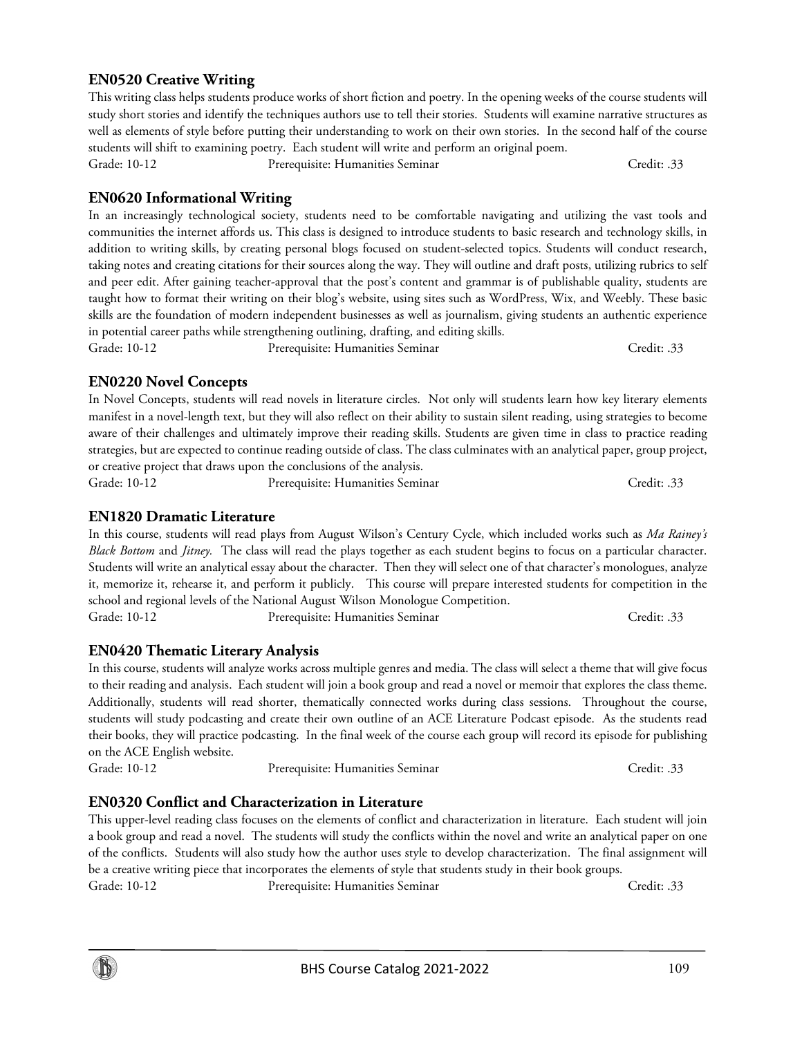### EN0520 Creative Writing

This writing class helps students produce works of short fiction and poetry. In the opening weeks of the course students will study short stories and identify the techniques authors use to tell their stories. Students will examine narrative structures as well as elements of style before putting their understanding to work on their own stories. In the second half of the course students will shift to examining poetry. Each student will write and perform an original poem.

Grade: 10-12 | Prerequisite: Humanities Seminar | Credit: .33

### EN0620 Informational Writing

In an increasingly technological society, students need to be comfortable navigating and utilizing the vast tools and communities the internet affords us. This class is designed to introduce students to basic research and technology skills, in addition to writing skills, by creating personal blogs focused on student-selected topics. Students will conduct research, taking notes and creating citations for their sources along the way. They will outline and draft posts, utilizing rubrics to self and peer edit. After gaining teacher-approval that the post's content and grammar is of publishable quality, students are taught how to format their writing on their blog's website, using sites such as WordPress, Wix, and Weebly. These basic skills are the foundation of modern independent businesses as well as journalism, giving students an authentic experience in potential career paths while strengthening outlining, drafting, and editing skills.

Grade: 10-12 | Prerequisite: Humanities Seminar | Credit: .33

### EN0220 Novel Concepts

In Novel Concepts, students will read novels in literature circles. Not only will students learn how key literary elements manifest in a novel-length text, but they will also reflect on their ability to sustain silent reading, using strategies to become aware of their challenges and ultimately improve their reading skills. Students are given time in class to practice reading strategies, but are expected to continue reading outside of class. The class culminates with an analytical paper, group project, or creative project that draws upon the conclusions of the analysis.

Grade: 10-12 | Prerequisite: Humanities Seminar | Credit: .33

### EN1820 Dramatic Literature

In this course, students will read plays from August Wilson's Century Cycle, which included works such as *Ma Rainey's Black Bottom* and *Jitney.* The class will read the plays together as each student begins to focus on a particular character. Students will write an analytical essay about the character. Then they will select one of that character's monologues, analyze it, memorize it, rehearse it, and perform it publicly. This course will prepare interested students for competition in the school and regional levels of the National August Wilson Monologue Competition.

Grade: 10-12 | Prerequisite: Humanities Seminar | Credit: .33

### EN0420 Thematic Literary Analysis

In this course, students will analyze works across multiple genres and media. The class will select a theme that will give focus to their reading and analysis. Each student will join a book group and read a novel or memoir that explores the class theme. Additionally, students will read shorter, thematically connected works during class sessions. Throughout the course, students will study podcasting and create their own outline of an ACE Literature Podcast episode. As the students read their books, they will practice podcasting. In the final week of the course each group will record its episode for publishing on the ACE English website.

Grade: 10-12 | Prerequisite: Humanities Seminar | Credit: .33

### EN0320 Conflict and Characterization in Literature

This upper-level reading class focuses on the elements of conflict and characterization in literature. Each student will join a book group and read a novel. The students will study the conflicts within the novel and write an analytical paper on one of the conflicts. Students will also study how the author uses style to develop characterization. The final assignment will be a creative writing piece that incorporates the elements of style that students study in their book groups.

Grade: 10-12 | Prerequisite: Humanities Seminar | Credit: .33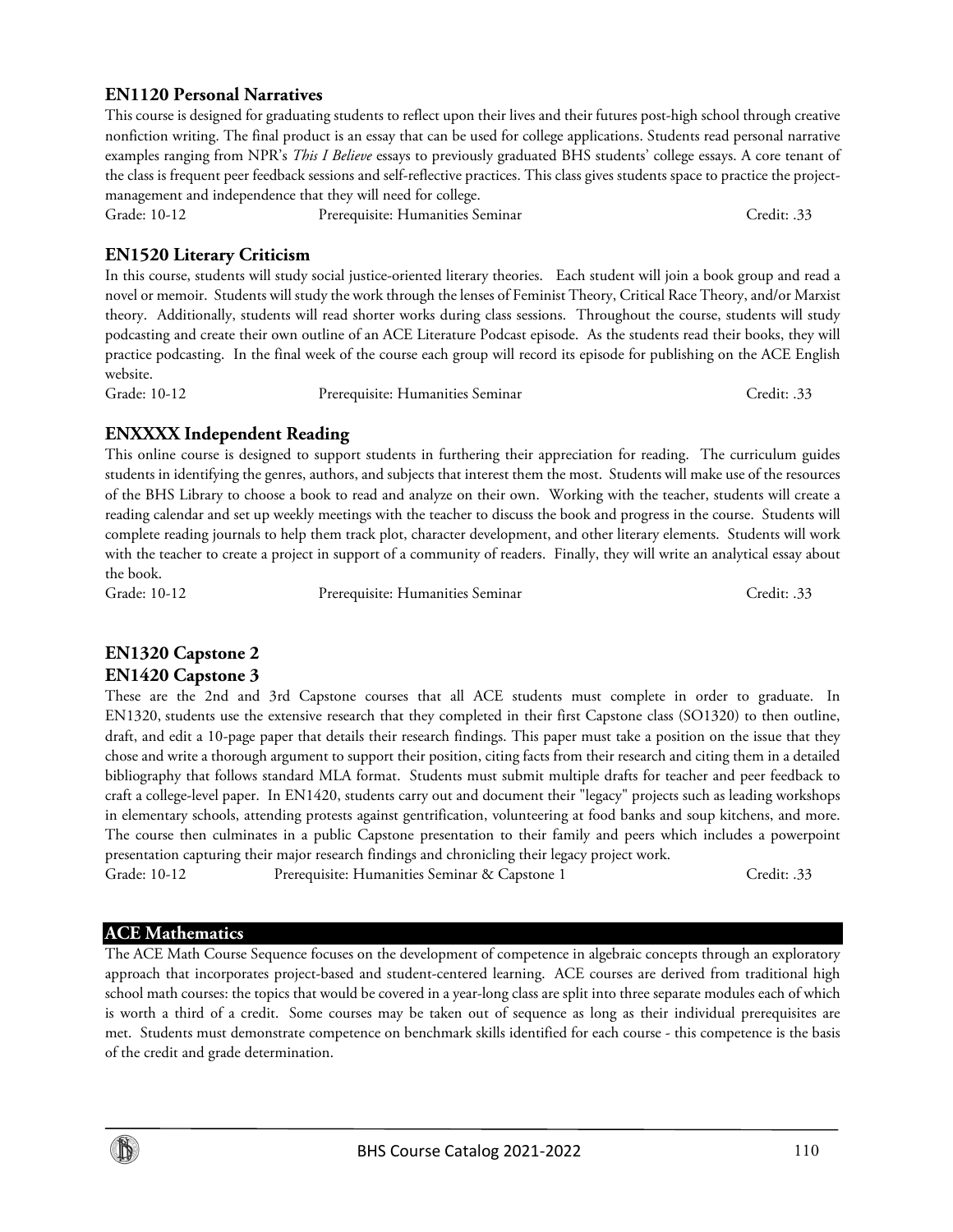### EN1120 Personal Narratives

This course is designed for graduating students to reflect upon their lives and their futures post-high school through creative nonfiction writing. The final product is an essay that can be used for college applications. Students read personal narrative examples ranging from NPR's *This I Believe* essays to previously graduated BHS students' college essays. A core tenant of the class is frequent peer feedback sessions and self-reflective practices. This class gives students space to practice the project-management and independence that they will need for college.

Grade: 10-12 Prerequisite: Humanities Seminar Credit: .33

### EN1520 Literary Criticism

In this course, students will study social justice-oriented literary theories. Each student will join a book group and read a novel or memoir. Students will study the work through the lenses of Feminist Theory, Critical Race Theory, and/or Marxist theory. Additionally, students will read shorter works during class sessions. Throughout the course, students will study podcasting and create their own outline of an ACE Literature Podcast episode. As the students read their books, they will practice podcasting. In the final week of the course each group will record its episode for publishing on the ACE English website.

Grade: 10-12 Prerequisite: Humanities Seminar Credit: .33

### ENXXXX Independent Reading

This online course is designed to support students in furthering their appreciation for reading. The curriculum guides students in identifying the genres, authors, and subjects that interest them the most. Students will make use of the resources of the BHS Library to choose a book to read and analyze on their own. Working with the teacher, students will create a reading calendar and set up weekly meetings with the teacher to discuss the book and progress in the course. Students will complete reading journals to help them track plot, character development, and other literary elements. Students will work with the teacher to create a project in support of a community of readers. Finally, they will write an analytical essay about the book.

Grade: 10-12 Prerequisite: Humanities Seminar Credit: .33

### EN1320 Capstone 2
### EN1420 Capstone 3

These are the 2nd and 3rd Capstone courses that all ACE students must complete in order to graduate. In EN1320, students use the extensive research that they completed in their first Capstone class (SO1320) to then outline, draft, and edit a 10-page paper that details their research findings. This paper must take a position on the issue that they chose and write a thorough argument to support their position, citing facts from their research and citing them in a detailed bibliography that follows standard MLA format. Students must submit multiple drafts for teacher and peer feedback to craft a college-level paper. In EN1420, students carry out and document their "legacy" projects such as leading workshops in elementary schools, attending protests against gentrification, volunteering at food banks and soup kitchens, and more. The course then culminates in a public Capstone presentation to their family and peers which includes a powerpoint presentation capturing their major research findings and chronicling their legacy project work.

Grade: 10-12 Prerequisite: Humanities Seminar & Capstone 1 Credit: .33

## ACE Mathematics

The ACE Math Course Sequence focuses on the development of competence in algebraic concepts through an exploratory approach that incorporates project-based and student-centered learning. ACE courses are derived from traditional high school math courses: the topics that would be covered in a year-long class are split into three separate modules each of which is worth a third of a credit. Some courses may be taken out of sequence as long as their individual prerequisites are met. Students must demonstrate competence on benchmark skills identified for each course - this competence is the basis of the credit and grade determination.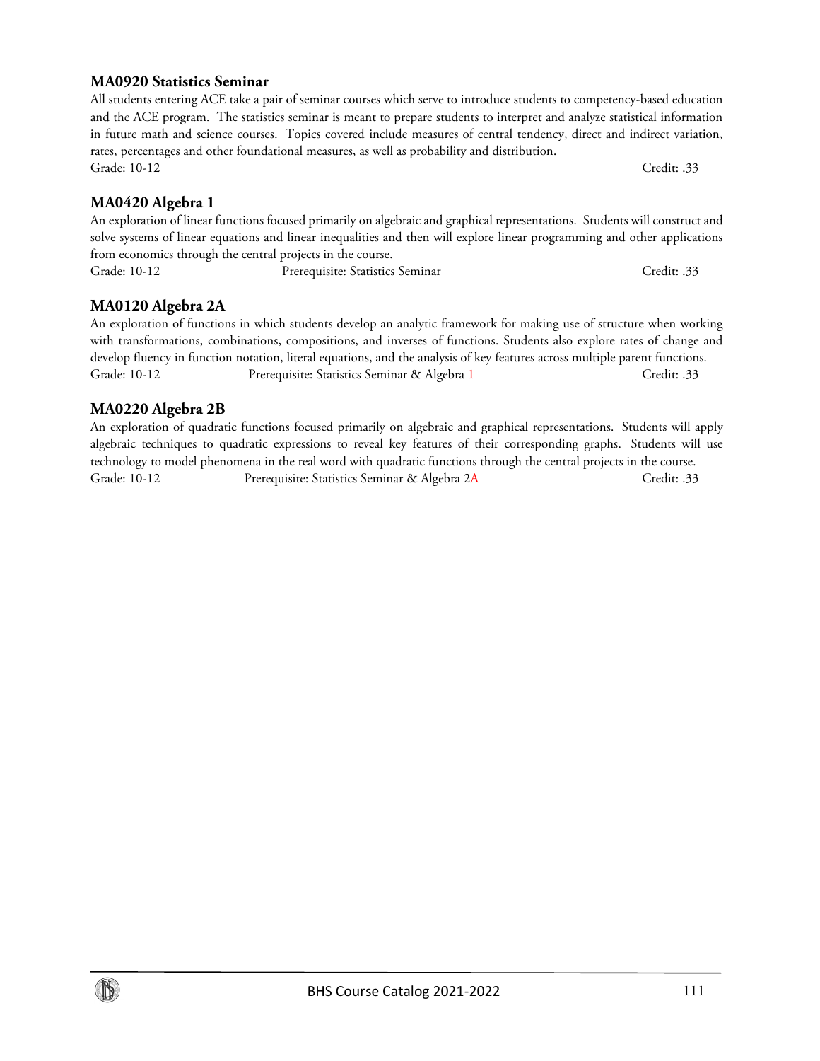## MA0920 Statistics Seminar

All students entering ACE take a pair of seminar courses which serve to introduce students to competency-based education and the ACE program. The statistics seminar is meant to prepare students to interpret and analyze statistical information in future math and science courses. Topics covered include measures of central tendency, direct and indirect variation, rates, percentages and other foundational measures, as well as probability and distribution.

Grade: 10-12 Credit: .33

## MA0420 Algebra 1

An exploration of linear functions focused primarily on algebraic and graphical representations. Students will construct and solve systems of linear equations and linear inequalities and then will explore linear programming and other applications from economics through the central projects in the course.

Grade: 10-12 Prerequisite: Statistics Seminar Credit: .33

## MA0120 Algebra 2A

An exploration of functions in which students develop an analytic framework for making use of structure when working with transformations, combinations, compositions, and inverses of functions. Students also explore rates of change and develop fluency in function notation, literal equations, and the analysis of key features across multiple parent functions.

Grade: 10-12 Prerequisite: Statistics Seminar & Algebra 1 Credit: .33

## MA0220 Algebra 2B

An exploration of quadratic functions focused primarily on algebraic and graphical representations. Students will apply algebraic techniques to quadratic expressions to reveal key features of their corresponding graphs. Students will use technology to model phenomena in the real word with quadratic functions through the central projects in the course.

Grade: 10-12 Prerequisite: Statistics Seminar & Algebra 2A Credit: .33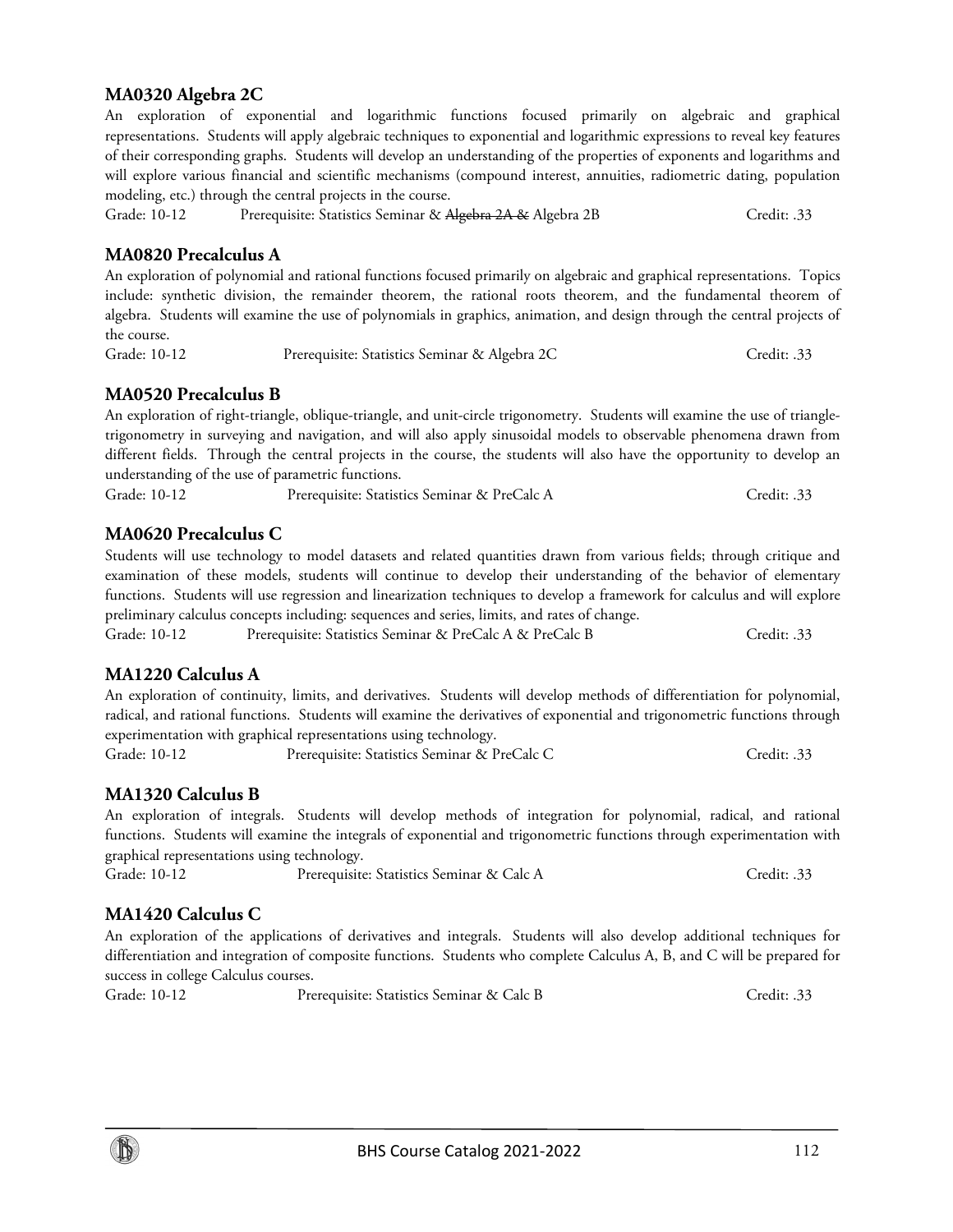### MA0320 Algebra 2C

An exploration of exponential and logarithmic functions focused primarily on algebraic and graphical representations. Students will apply algebraic techniques to exponential and logarithmic expressions to reveal key features of their corresponding graphs. Students will develop an understanding of the properties of exponents and logarithms and will explore various financial and scientific mechanisms (compound interest, annuities, radiometric dating, population modeling, etc.) through the central projects in the course.

Grade: 10-12 Prerequisite: Statistics Seminar & ~~Algebra 2A &~~ Algebra 2B Credit: .33

### MA0820 Precalculus A

An exploration of polynomial and rational functions focused primarily on algebraic and graphical representations. Topics include: synthetic division, the remainder theorem, the rational roots theorem, and the fundamental theorem of algebra. Students will examine the use of polynomials in graphics, animation, and design through the central projects of the course.

Grade: 10-12 Prerequisite: Statistics Seminar & Algebra 2C Credit: .33

### MA0520 Precalculus B

An exploration of right-triangle, oblique-triangle, and unit-circle trigonometry. Students will examine the use of triangle-trigonometry in surveying and navigation, and will also apply sinusoidal models to observable phenomena drawn from different fields. Through the central projects in the course, the students will also have the opportunity to develop an understanding of the use of parametric functions.

Grade: 10-12 Prerequisite: Statistics Seminar & PreCalc A Credit: .33

### MA0620 Precalculus C

Students will use technology to model datasets and related quantities drawn from various fields; through critique and examination of these models, students will continue to develop their understanding of the behavior of elementary functions. Students will use regression and linearization techniques to develop a framework for calculus and will explore preliminary calculus concepts including: sequences and series, limits, and rates of change.

Grade: 10-12 Prerequisite: Statistics Seminar & PreCalc A & PreCalc B Credit: .33

### MA1220 Calculus A

An exploration of continuity, limits, and derivatives. Students will develop methods of differentiation for polynomial, radical, and rational functions. Students will examine the derivatives of exponential and trigonometric functions through experimentation with graphical representations using technology.

Grade: 10-12 Prerequisite: Statistics Seminar & PreCalc C Credit: .33

### MA1320 Calculus B

An exploration of integrals. Students will develop methods of integration for polynomial, radical, and rational functions. Students will examine the integrals of exponential and trigonometric functions through experimentation with graphical representations using technology.

Grade: 10-12 Prerequisite: Statistics Seminar & Calc A Credit: .33

### MA1420 Calculus C

An exploration of the applications of derivatives and integrals. Students will also develop additional techniques for differentiation and integration of composite functions. Students who complete Calculus A, B, and C will be prepared for success in college Calculus courses.

Grade: 10-12 Prerequisite: Statistics Seminar & Calc B Credit: .33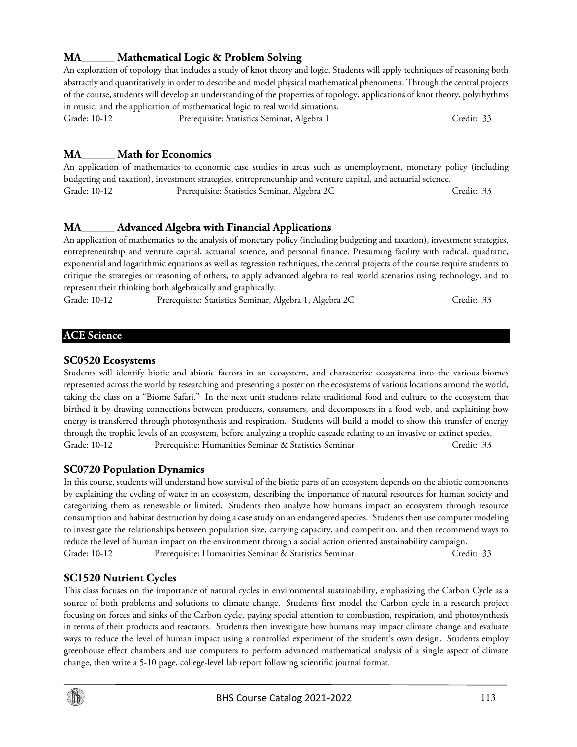### MA______ Mathematical Logic & Problem Solving

An exploration of topology that includes a study of knot theory and logic. Students will apply techniques of reasoning both abstractly and quantitatively in order to describe and model physical mathematical phenomena. Through the central projects of the course, students will develop an understanding of the properties of topology, applications of knot theory, polyrhythms in music, and the application of mathematical logic to real world situations.

Grade: 10-12 Prerequisite: Statistics Seminar, Algebra 1 Credit: .33

### MA______ Math for Economics

An application of mathematics to economic case studies in areas such as unemployment, monetary policy (including budgeting and taxation), investment strategies, entrepreneurship and venture capital, and actuarial science.

Grade: 10-12 Prerequisite: Statistics Seminar, Algebra 2C Credit: .33

### MA______ Advanced Algebra with Financial Applications

An application of mathematics to the analysis of monetary policy (including budgeting and taxation), investment strategies, entrepreneurship and venture capital, actuarial science, and personal finance. Presuming facility with radical, quadratic, exponential and logarithmic equations as well as regression techniques, the central projects of the course require students to critique the strategies or reasoning of others, to apply advanced algebra to real world scenarios using technology, and to represent their thinking both algebraically and graphically.

Grade: 10-12 Prerequisite: Statistics Seminar, Algebra 1, Algebra 2C Credit: .33

## ACE Science

### SC0520 Ecosystems

Students will identify biotic and abiotic factors in an ecosystem, and characterize ecosystems into the various biomes represented across the world by researching and presenting a poster on the ecosystems of various locations around the world, taking the class on a "Biome Safari." In the next unit students relate traditional food and culture to the ecosystem that birthed it by drawing connections between producers, consumers, and decomposers in a food web, and explaining how energy is transferred through photosynthesis and respiration. Students will build a model to show this transfer of energy through the trophic levels of an ecosystem, before analyzing a trophic cascade relating to an invasive or extinct species.

Grade: 10-12 Prerequisite: Humanities Seminar & Statistics Seminar Credit: .33

### SC0720 Population Dynamics

In this course, students will understand how survival of the biotic parts of an ecosystem depends on the abiotic components by explaining the cycling of water in an ecosystem, describing the importance of natural resources for human society and categorizing them as renewable or limited. Students then analyze how humans impact an ecosystem through resource consumption and habitat destruction by doing a case study on an endangered species. Students then use computer modeling to investigate the relationships between population size, carrying capacity, and competition, and then recommend ways to reduce the level of human impact on the environment through a social action oriented sustainability campaign.

Grade: 10-12 Prerequisite: Humanities Seminar & Statistics Seminar Credit: .33

### SC1520 Nutrient Cycles

This class focuses on the importance of natural cycles in environmental sustainability, emphasizing the Carbon Cycle as a source of both problems and solutions to climate change. Students first model the Carbon cycle in a research project focusing on forces and sinks of the Carbon cycle, paying special attention to combustion, respiration, and photosynthesis in terms of their products and reactants. Students then investigate how humans may impact climate change and evaluate ways to reduce the level of human impact using a controlled experiment of the student's own design. Students employ greenhouse effect chambers and use computers to perform advanced mathematical analysis of a single aspect of climate change, then write a 5-10 page, college-level lab report following scientific journal format.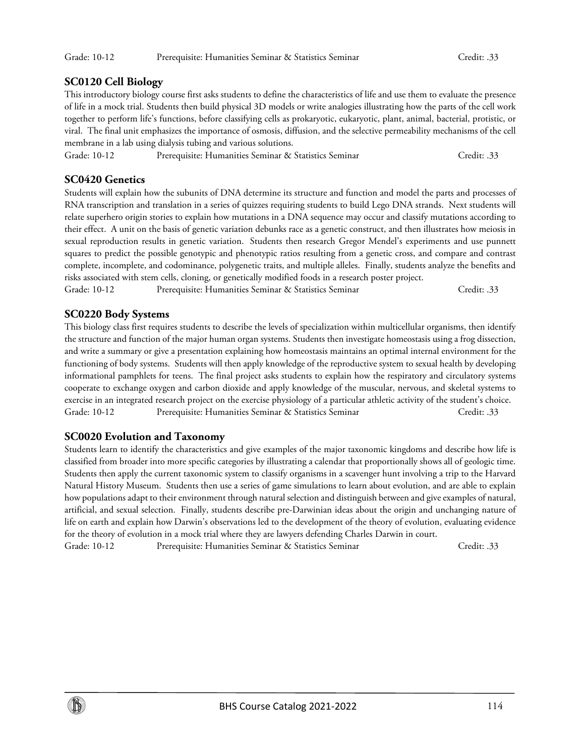Grade: 10-12 Prerequisite: Humanities Seminar & Statistics Seminar Credit: .33

### SC0120 Cell Biology

This introductory biology course first asks students to define the characteristics of life and use them to evaluate the presence of life in a mock trial. Students then build physical 3D models or write analogies illustrating how the parts of the cell work together to perform life's functions, before classifying cells as prokaryotic, eukaryotic, plant, animal, bacterial, protistic, or viral. The final unit emphasizes the importance of osmosis, diffusion, and the selective permeability mechanisms of the cell membrane in a lab using dialysis tubing and various solutions.

Grade: 10-12 Prerequisite: Humanities Seminar & Statistics Seminar Credit: .33

### SC0420 Genetics

Students will explain how the subunits of DNA determine its structure and function and model the parts and processes of RNA transcription and translation in a series of quizzes requiring students to build Lego DNA strands. Next students will relate superhero origin stories to explain how mutations in a DNA sequence may occur and classify mutations according to their effect. A unit on the basis of genetic variation debunks race as a genetic construct, and then illustrates how meiosis in sexual reproduction results in genetic variation. Students then research Gregor Mendel's experiments and use punnett squares to predict the possible genotypic and phenotypic ratios resulting from a genetic cross, and compare and contrast complete, incomplete, and codominance, polygenetic traits, and multiple alleles. Finally, students analyze the benefits and risks associated with stem cells, cloning, or genetically modified foods in a research poster project.

Grade: 10-12 Prerequisite: Humanities Seminar & Statistics Seminar Credit: .33

### SC0220 Body Systems

This biology class first requires students to describe the levels of specialization within multicellular organisms, then identify the structure and function of the major human organ systems. Students then investigate homeostasis using a frog dissection, and write a summary or give a presentation explaining how homeostasis maintains an optimal internal environment for the functioning of body systems. Students will then apply knowledge of the reproductive system to sexual health by developing informational pamphlets for teens. The final project asks students to explain how the respiratory and circulatory systems cooperate to exchange oxygen and carbon dioxide and apply knowledge of the muscular, nervous, and skeletal systems to exercise in an integrated research project on the exercise physiology of a particular athletic activity of the student's choice.

Grade: 10-12 Prerequisite: Humanities Seminar & Statistics Seminar Credit: .33

### SC0020 Evolution and Taxonomy

Students learn to identify the characteristics and give examples of the major taxonomic kingdoms and describe how life is classified from broader into more specific categories by illustrating a calendar that proportionally shows all of geologic time. Students then apply the current taxonomic system to classify organisms in a scavenger hunt involving a trip to the Harvard Natural History Museum. Students then use a series of game simulations to learn about evolution, and are able to explain how populations adapt to their environment through natural selection and distinguish between and give examples of natural, artificial, and sexual selection. Finally, students describe pre-Darwinian ideas about the origin and unchanging nature of life on earth and explain how Darwin's observations led to the development of the theory of evolution, evaluating evidence for the theory of evolution in a mock trial where they are lawyers defending Charles Darwin in court.

Grade: 10-12 Prerequisite: Humanities Seminar & Statistics Seminar Credit: .33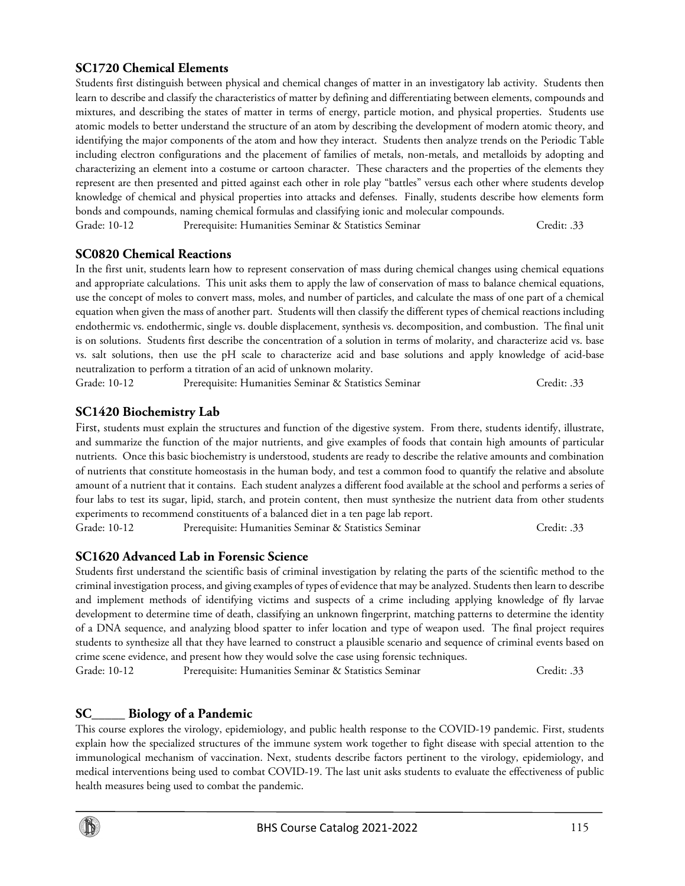### SC1720 Chemical Elements

Students first distinguish between physical and chemical changes of matter in an investigatory lab activity. Students then learn to describe and classify the characteristics of matter by defining and differentiating between elements, compounds and mixtures, and describing the states of matter in terms of energy, particle motion, and physical properties. Students use atomic models to better understand the structure of an atom by describing the development of modern atomic theory, and identifying the major components of the atom and how they interact. Students then analyze trends on the Periodic Table including electron configurations and the placement of families of metals, non-metals, and metalloids by adopting and characterizing an element into a costume or cartoon character. These characters and the properties of the elements they represent are then presented and pitted against each other in role play "battles" versus each other where students develop knowledge of chemical and physical properties into attacks and defenses. Finally, students describe how elements form bonds and compounds, naming chemical formulas and classifying ionic and molecular compounds.

Grade: 10-12 Prerequisite: Humanities Seminar & Statistics Seminar Credit: .33

### SC0820 Chemical Reactions

In the first unit, students learn how to represent conservation of mass during chemical changes using chemical equations and appropriate calculations. This unit asks them to apply the law of conservation of mass to balance chemical equations, use the concept of moles to convert mass, moles, and number of particles, and calculate the mass of one part of a chemical equation when given the mass of another part. Students will then classify the different types of chemical reactions including endothermic vs. endothermic, single vs. double displacement, synthesis vs. decomposition, and combustion. The final unit is on solutions. Students first describe the concentration of a solution in terms of molarity, and characterize acid vs. base vs. salt solutions, then use the pH scale to characterize acid and base solutions and apply knowledge of acid-base neutralization to perform a titration of an acid of unknown molarity.

Grade: 10-12 Prerequisite: Humanities Seminar & Statistics Seminar Credit: .33

### SC1420 Biochemistry Lab

First, students must explain the structures and function of the digestive system. From there, students identify, illustrate, and summarize the function of the major nutrients, and give examples of foods that contain high amounts of particular nutrients. Once this basic biochemistry is understood, students are ready to describe the relative amounts and combination of nutrients that constitute homeostasis in the human body, and test a common food to quantify the relative and absolute amount of a nutrient that it contains. Each student analyzes a different food available at the school and performs a series of four labs to test its sugar, lipid, starch, and protein content, then must synthesize the nutrient data from other students experiments to recommend constituents of a balanced diet in a ten page lab report.

Grade: 10-12 Prerequisite: Humanities Seminar & Statistics Seminar Credit: .33

### SC1620 Advanced Lab in Forensic Science

Students first understand the scientific basis of criminal investigation by relating the parts of the scientific method to the criminal investigation process, and giving examples of types of evidence that may be analyzed. Students then learn to describe and implement methods of identifying victims and suspects of a crime including applying knowledge of fly larvae development to determine time of death, classifying an unknown fingerprint, matching patterns to determine the identity of a DNA sequence, and analyzing blood spatter to infer location and type of weapon used. The final project requires students to synthesize all that they have learned to construct a plausible scenario and sequence of criminal events based on crime scene evidence, and present how they would solve the case using forensic techniques.

Grade: 10-12 Prerequisite: Humanities Seminar & Statistics Seminar Credit: .33

### SC_____ Biology of a Pandemic

This course explores the virology, epidemiology, and public health response to the COVID-19 pandemic. First, students explain how the specialized structures of the immune system work together to fight disease with special attention to the immunological mechanism of vaccination. Next, students describe factors pertinent to the virology, epidemiology, and medical interventions being used to combat COVID-19. The last unit asks students to evaluate the effectiveness of public health measures being used to combat the pandemic.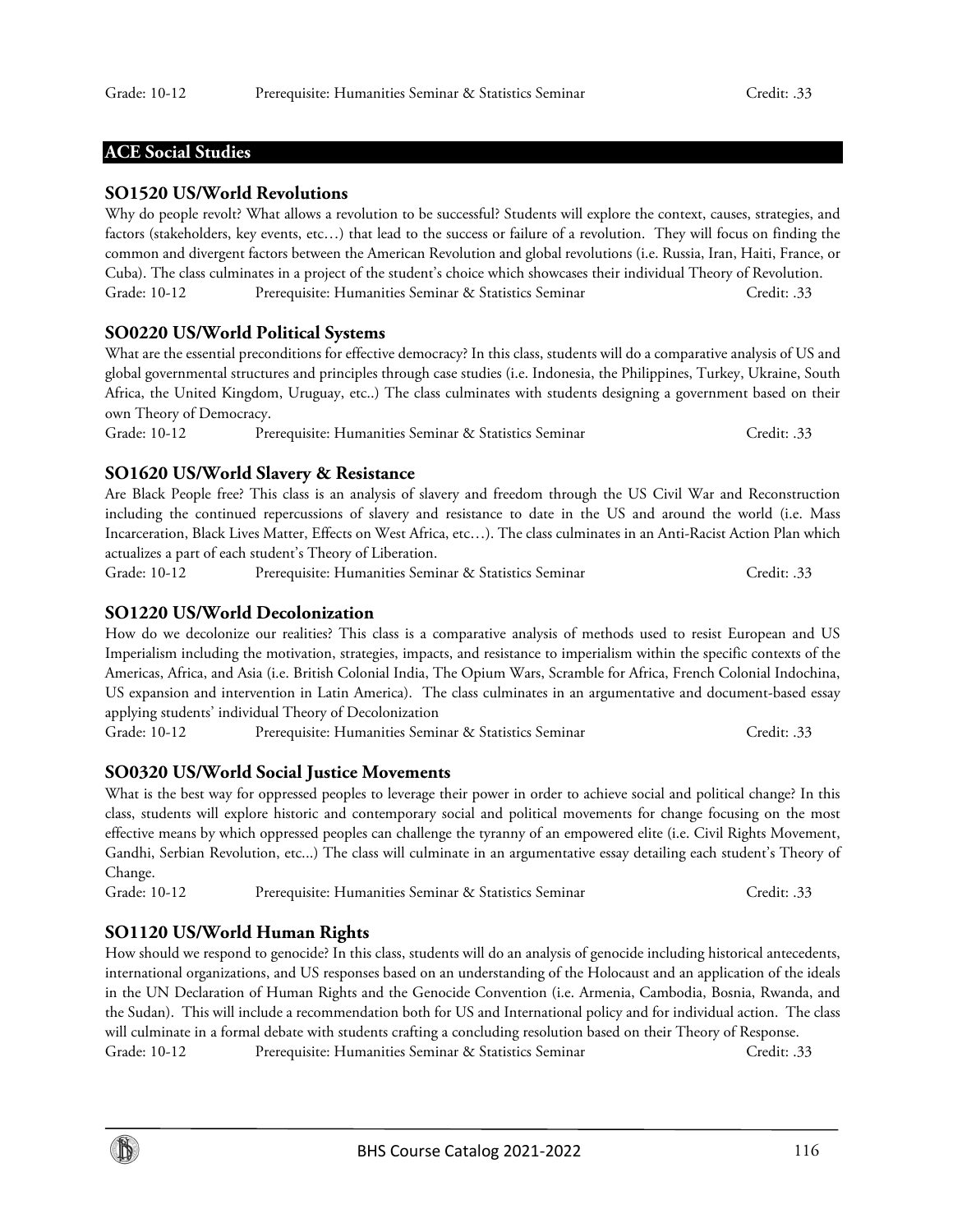Grade: 10-12 Prerequisite: Humanities Seminar & Statistics Seminar Credit: .33

## ACE Social Studies

### SO1520 US/World Revolutions

Why do people revolt? What allows a revolution to be successful? Students will explore the context, causes, strategies, and factors (stakeholders, key events, etc…) that lead to the success or failure of a revolution. They will focus on finding the common and divergent factors between the American Revolution and global revolutions (i.e. Russia, Iran, Haiti, France, or Cuba). The class culminates in a project of the student's choice which showcases their individual Theory of Revolution.

Grade: 10-12 Prerequisite: Humanities Seminar & Statistics Seminar Credit: .33

### SO0220 US/World Political Systems

What are the essential preconditions for effective democracy? In this class, students will do a comparative analysis of US and global governmental structures and principles through case studies (i.e. Indonesia, the Philippines, Turkey, Ukraine, South Africa, the United Kingdom, Uruguay, etc..) The class culminates with students designing a government based on their own Theory of Democracy.

Grade: 10-12 Prerequisite: Humanities Seminar & Statistics Seminar Credit: .33

### SO1620 US/World Slavery & Resistance

Are Black People free? This class is an analysis of slavery and freedom through the US Civil War and Reconstruction including the continued repercussions of slavery and resistance to date in the US and around the world (i.e. Mass Incarceration, Black Lives Matter, Effects on West Africa, etc…). The class culminates in an Anti-Racist Action Plan which actualizes a part of each student's Theory of Liberation.

Grade: 10-12 Prerequisite: Humanities Seminar & Statistics Seminar Credit: .33

### SO1220 US/World Decolonization

How do we decolonize our realities? This class is a comparative analysis of methods used to resist European and US Imperialism including the motivation, strategies, impacts, and resistance to imperialism within the specific contexts of the Americas, Africa, and Asia (i.e. British Colonial India, The Opium Wars, Scramble for Africa, French Colonial Indochina, US expansion and intervention in Latin America). The class culminates in an argumentative and document-based essay applying students' individual Theory of Decolonization

Grade: 10-12 Prerequisite: Humanities Seminar & Statistics Seminar Credit: .33

### SO0320 US/World Social Justice Movements

What is the best way for oppressed peoples to leverage their power in order to achieve social and political change? In this class, students will explore historic and contemporary social and political movements for change focusing on the most effective means by which oppressed peoples can challenge the tyranny of an empowered elite (i.e. Civil Rights Movement, Gandhi, Serbian Revolution, etc...) The class will culminate in an argumentative essay detailing each student's Theory of Change.

Grade: 10-12 Prerequisite: Humanities Seminar & Statistics Seminar Credit: .33

### SO1120 US/World Human Rights

How should we respond to genocide? In this class, students will do an analysis of genocide including historical antecedents, international organizations, and US responses based on an understanding of the Holocaust and an application of the ideals in the UN Declaration of Human Rights and the Genocide Convention (i.e. Armenia, Cambodia, Bosnia, Rwanda, and the Sudan). This will include a recommendation both for US and International policy and for individual action. The class will culminate in a formal debate with students crafting a concluding resolution based on their Theory of Response.

Grade: 10-12 Prerequisite: Humanities Seminar & Statistics Seminar Credit: .33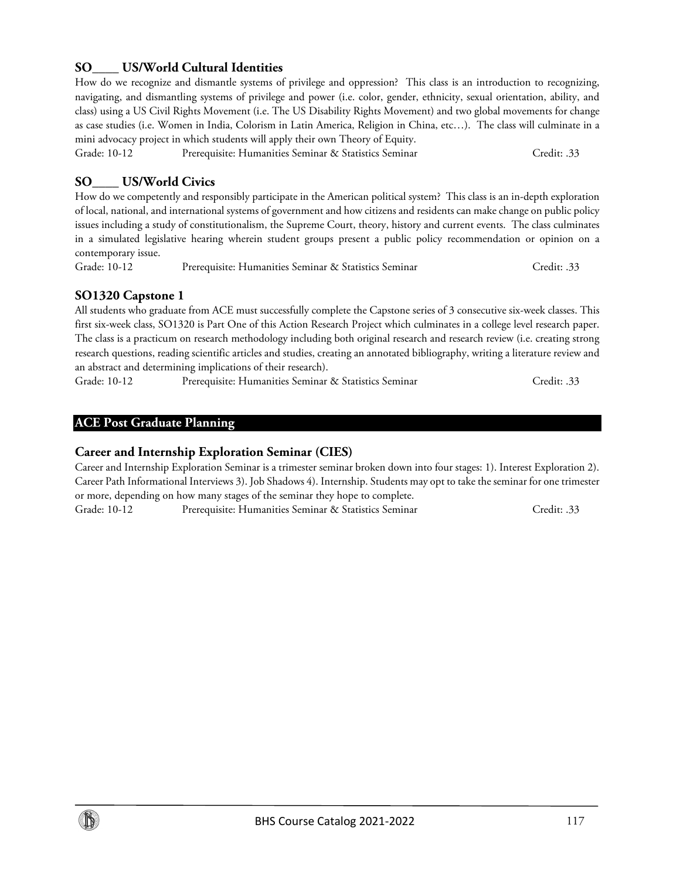### SO____ US/World Cultural Identities

How do we recognize and dismantle systems of privilege and oppression? This class is an introduction to recognizing, navigating, and dismantling systems of privilege and power (i.e. color, gender, ethnicity, sexual orientation, ability, and class) using a US Civil Rights Movement (i.e. The US Disability Rights Movement) and two global movements for change as case studies (i.e. Women in India, Colorism in Latin America, Religion in China, etc…). The class will culminate in a mini advocacy project in which students will apply their own Theory of Equity.

Grade: 10-12 Prerequisite: Humanities Seminar & Statistics Seminar Credit: .33

### SO____ US/World Civics

How do we competently and responsibly participate in the American political system? This class is an in-depth exploration of local, national, and international systems of government and how citizens and residents can make change on public policy issues including a study of constitutionalism, the Supreme Court, theory, history and current events. The class culminates in a simulated legislative hearing wherein student groups present a public policy recommendation or opinion on a contemporary issue.

Grade: 10-12 Prerequisite: Humanities Seminar & Statistics Seminar Credit: .33

### SO1320 Capstone 1

All students who graduate from ACE must successfully complete the Capstone series of 3 consecutive six-week classes. This first six-week class, SO1320 is Part One of this Action Research Project which culminates in a college level research paper. The class is a practicum on research methodology including both original research and research review (i.e. creating strong research questions, reading scientific articles and studies, creating an annotated bibliography, writing a literature review and an abstract and determining implications of their research).

Grade: 10-12 Prerequisite: Humanities Seminar & Statistics Seminar Credit: .33

## ACE Post Graduate Planning

### Career and Internship Exploration Seminar (CIES)

Career and Internship Exploration Seminar is a trimester seminar broken down into four stages: 1). Interest Exploration 2). Career Path Informational Interviews 3). Job Shadows 4). Internship. Students may opt to take the seminar for one trimester or more, depending on how many stages of the seminar they hope to complete.

Grade: 10-12 Prerequisite: Humanities Seminar & Statistics Seminar Credit: .33